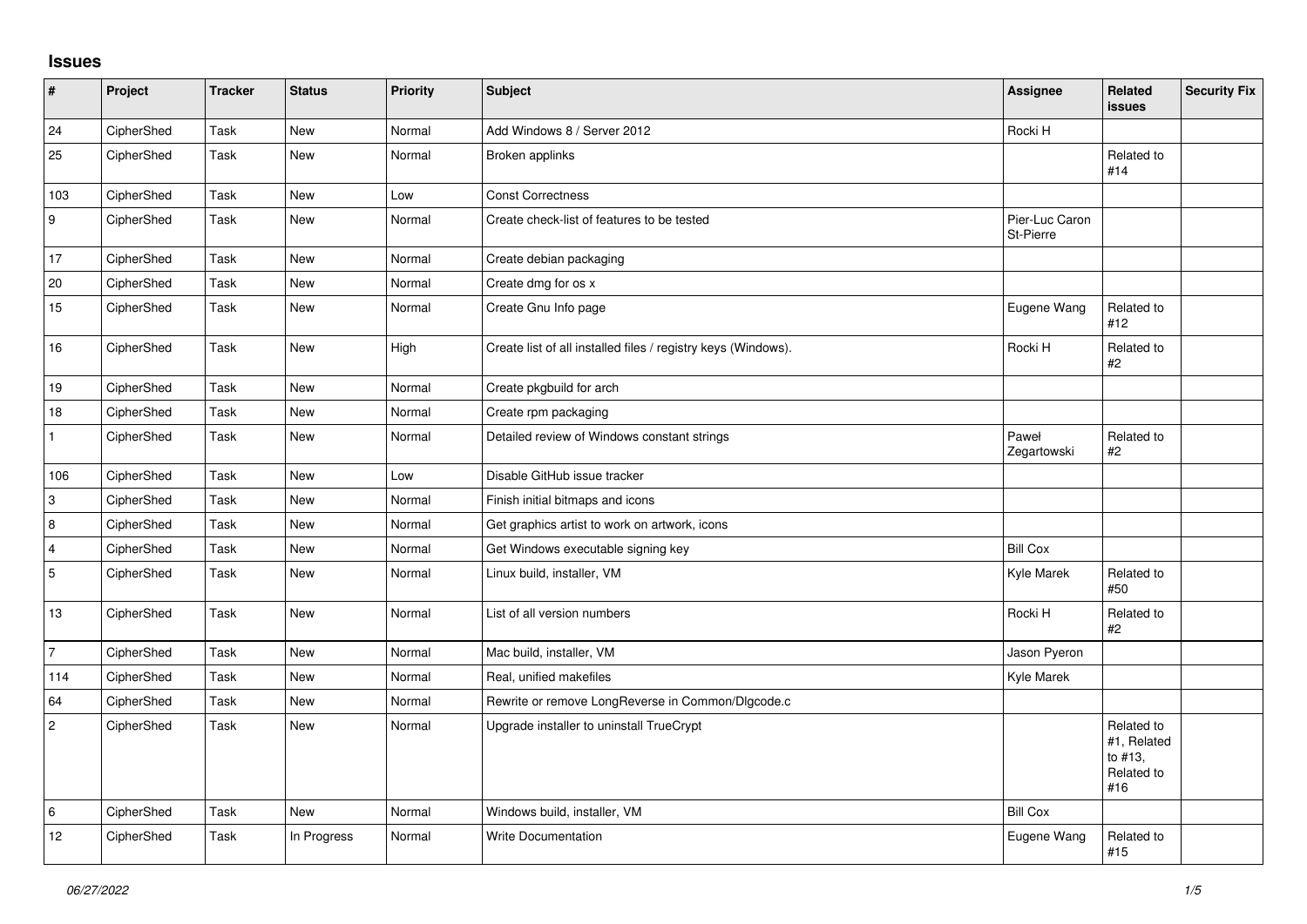## Issues

| # | Project | Tracker | Status | Priority | Subject | Assignee | Related issues | Security Fix |
|---|---|---|---|---|---|---|---|---|
| 24 | CipherShed | Task | New | Normal | Add Windows 8 / Server 2012 | Rocki H | | |
| 25 | CipherShed | Task | New | Normal | Broken applinks | | Related to #14 | |
| 103 | CipherShed | Task | New | Low | Const Correctness | | | |
| 9 | CipherShed | Task | New | Normal | Create check-list of features to be tested | Pier-Luc Caron St-Pierre | | |
| 17 | CipherShed | Task | New | Normal | Create debian packaging | | | |
| 20 | CipherShed | Task | New | Normal | Create dmg for os x | | | |
| 15 | CipherShed | Task | New | Normal | Create Gnu Info page | Eugene Wang | Related to #12 | |
| 16 | CipherShed | Task | New | High | Create list of all installed files / registry keys (Windows). | Rocki H | Related to #2 | |
| 19 | CipherShed | Task | New | Normal | Create pkgbuild for arch | | | |
| 18 | CipherShed | Task | New | Normal | Create rpm packaging | | | |
| 1 | CipherShed | Task | New | Normal | Detailed review of Windows constant strings | Paweł Zegartowski | Related to #2 | |
| 106 | CipherShed | Task | New | Low | Disable GitHub issue tracker | | | |
| 3 | CipherShed | Task | New | Normal | Finish initial bitmaps and icons | | | |
| 8 | CipherShed | Task | New | Normal | Get graphics artist to work on artwork, icons | | | |
| 4 | CipherShed | Task | New | Normal | Get Windows executable signing key | Bill Cox | | |
| 5 | CipherShed | Task | New | Normal | Linux build, installer, VM | Kyle Marek | Related to #50 | |
| 13 | CipherShed | Task | New | Normal | List of all version numbers | Rocki H | Related to #2 | |
| 7 | CipherShed | Task | New | Normal | Mac build, installer, VM | Jason Pyeron | | |
| 114 | CipherShed | Task | New | Normal | Real, unified makefiles | Kyle Marek | | |
| 64 | CipherShed | Task | New | Normal | Rewrite or remove LongReverse in Common/Dlgcode.c | | | |
| 2 | CipherShed | Task | New | Normal | Upgrade installer to uninstall TrueCrypt | | Related to #1, Related to #13, Related to #16 | |
| 6 | CipherShed | Task | New | Normal | Windows build, installer, VM | Bill Cox | | |
| 12 | CipherShed | Task | In Progress | Normal | Write Documentation | Eugene Wang | Related to #15 | |

*06/27/2022*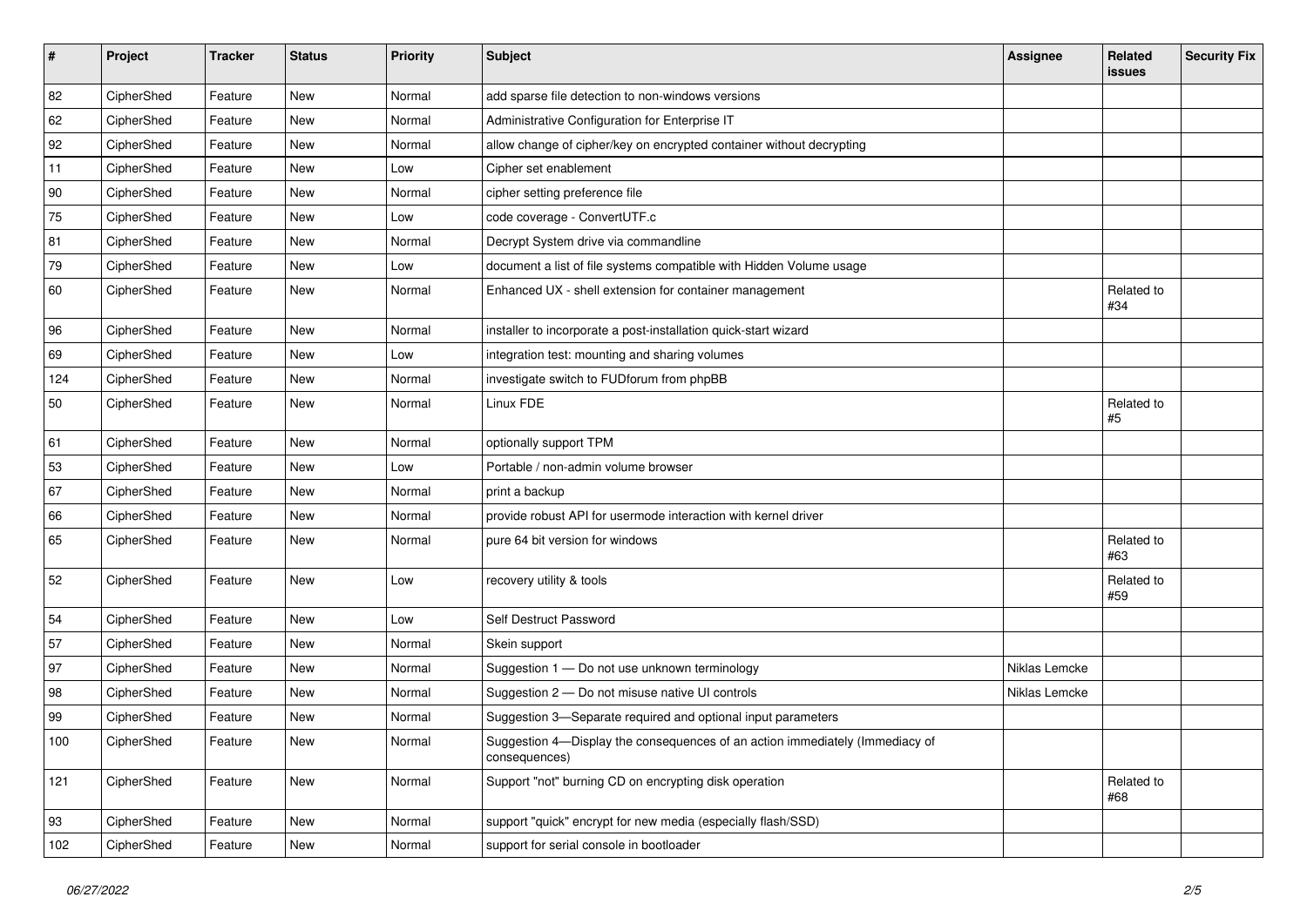| # | Project | Tracker | Status | Priority | Subject | Assignee | Related issues | Security Fix |
|---|---|---|---|---|---|---|---|---|
| 82 | CipherShed | Feature | New | Normal | add sparse file detection to non-windows versions | | | |
| 62 | CipherShed | Feature | New | Normal | Administrative Configuration for Enterprise IT | | | |
| 92 | CipherShed | Feature | New | Normal | allow change of cipher/key on encrypted container without decrypting | | | |
| 11 | CipherShed | Feature | New | Low | Cipher set enablement | | | |
| 90 | CipherShed | Feature | New | Normal | cipher setting preference file | | | |
| 75 | CipherShed | Feature | New | Low | code coverage - ConvertUTF.c | | | |
| 81 | CipherShed | Feature | New | Normal | Decrypt System drive via commandline | | | |
| 79 | CipherShed | Feature | New | Low | document a list of file systems compatible with Hidden Volume usage | | | |
| 60 | CipherShed | Feature | New | Normal | Enhanced UX - shell extension for container management | | Related to #34 | |
| 96 | CipherShed | Feature | New | Normal | installer to incorporate a post-installation quick-start wizard | | | |
| 69 | CipherShed | Feature | New | Low | integration test: mounting and sharing volumes | | | |
| 124 | CipherShed | Feature | New | Normal | investigate switch to FUDforum from phpBB | | | |
| 50 | CipherShed | Feature | New | Normal | Linux FDE | | Related to #5 | |
| 61 | CipherShed | Feature | New | Normal | optionally support TPM | | | |
| 53 | CipherShed | Feature | New | Low | Portable / non-admin volume browser | | | |
| 67 | CipherShed | Feature | New | Normal | print a backup | | | |
| 66 | CipherShed | Feature | New | Normal | provide robust API for usermode interaction with kernel driver | | | |
| 65 | CipherShed | Feature | New | Normal | pure 64 bit version for windows | | Related to #63 | |
| 52 | CipherShed | Feature | New | Low | recovery utility & tools | | Related to #59 | |
| 54 | CipherShed | Feature | New | Low | Self Destruct Password | | | |
| 57 | CipherShed | Feature | New | Normal | Skein support | | | |
| 97 | CipherShed | Feature | New | Normal | Suggestion 1 — Do not use unknown terminology | Niklas Lemcke | | |
| 98 | CipherShed | Feature | New | Normal | Suggestion 2 — Do not misuse native UI controls | Niklas Lemcke | | |
| 99 | CipherShed | Feature | New | Normal | Suggestion 3—Separate required and optional input parameters | | | |
| 100 | CipherShed | Feature | New | Normal | Suggestion 4—Display the consequences of an action immediately (Immediacy of consequences) | | | |
| 121 | CipherShed | Feature | New | Normal | Support "not" burning CD on encrypting disk operation | | Related to #68 | |
| 93 | CipherShed | Feature | New | Normal | support "quick" encrypt for new media (especially flash/SSD) | | | |
| 102 | CipherShed | Feature | New | Normal | support for serial console in bootloader | | | |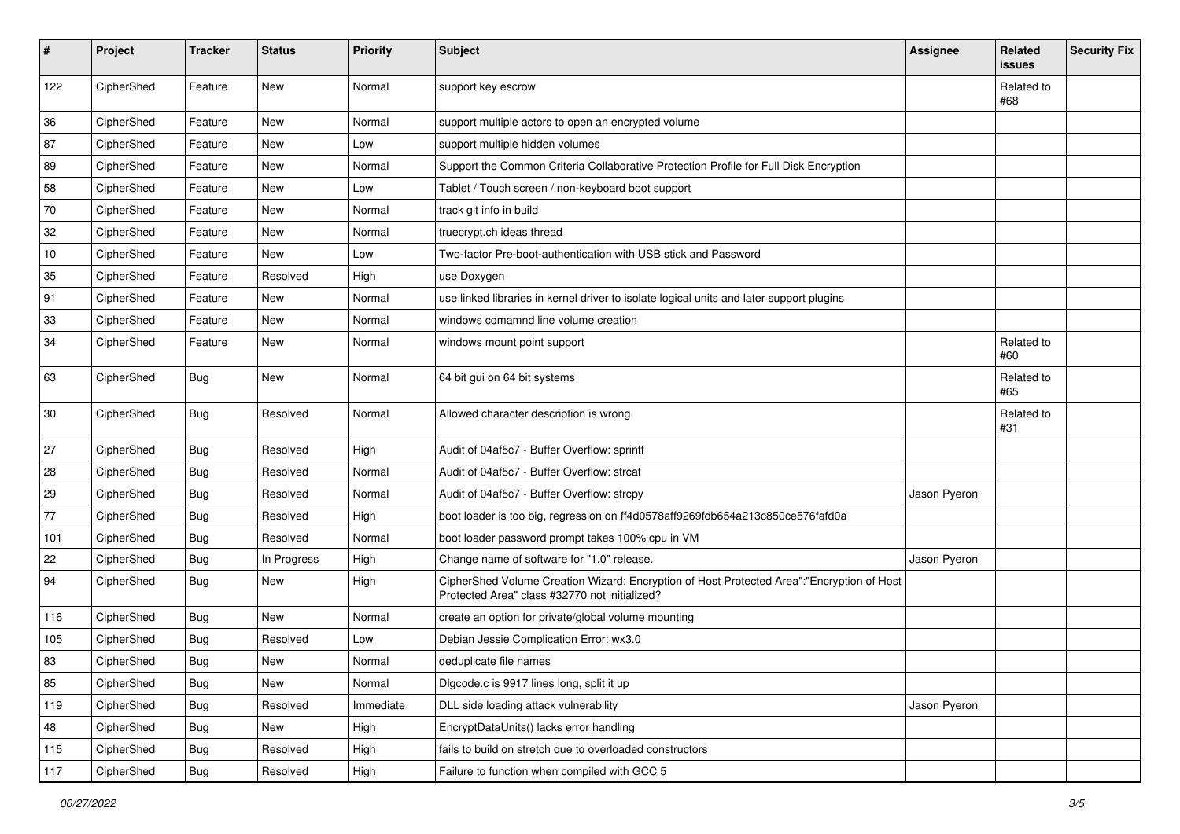| # | Project | Tracker | Status | Priority | Subject | Assignee | Related issues | Security Fix |
|---|---|---|---|---|---|---|---|---|
| 122 | CipherShed | Feature | New | Normal | support key escrow | | Related to #68 | |
| 36 | CipherShed | Feature | New | Normal | support multiple actors to open an encrypted volume | | | |
| 87 | CipherShed | Feature | New | Low | support multiple hidden volumes | | | |
| 89 | CipherShed | Feature | New | Normal | Support the Common Criteria Collaborative Protection Profile for Full Disk Encryption | | | |
| 58 | CipherShed | Feature | New | Low | Tablet / Touch screen / non-keyboard boot support | | | |
| 70 | CipherShed | Feature | New | Normal | track git info in build | | | |
| 32 | CipherShed | Feature | New | Normal | truecrypt.ch ideas thread | | | |
| 10 | CipherShed | Feature | New | Low | Two-factor Pre-boot-authentication with USB stick and Password | | | |
| 35 | CipherShed | Feature | Resolved | High | use Doxygen | | | |
| 91 | CipherShed | Feature | New | Normal | use linked libraries in kernel driver to isolate logical units and later support plugins | | | |
| 33 | CipherShed | Feature | New | Normal | windows comamnd line volume creation | | | |
| 34 | CipherShed | Feature | New | Normal | windows mount point support | | Related to #60 | |
| 63 | CipherShed | Bug | New | Normal | 64 bit gui on 64 bit systems | | Related to #65 | |
| 30 | CipherShed | Bug | Resolved | Normal | Allowed character description is wrong | | Related to #31 | |
| 27 | CipherShed | Bug | Resolved | High | Audit of 04af5c7 - Buffer Overflow: sprintf | | | |
| 28 | CipherShed | Bug | Resolved | Normal | Audit of 04af5c7 - Buffer Overflow: strcat | | | |
| 29 | CipherShed | Bug | Resolved | Normal | Audit of 04af5c7 - Buffer Overflow: strcpy | Jason Pyeron | | |
| 77 | CipherShed | Bug | Resolved | High | boot loader is too big, regression on ff4d0578aff9269fdb654a213c850ce576fafd0a | | | |
| 101 | CipherShed | Bug | Resolved | Normal | boot loader password prompt takes 100% cpu in VM | | | |
| 22 | CipherShed | Bug | In Progress | High | Change name of software for "1.0" release. | Jason Pyeron | | |
| 94 | CipherShed | Bug | New | High | CipherShed Volume Creation Wizard: Encryption of Host Protected Area":"Encryption of Host Protected Area" class #32770 not initialized? | | | |
| 116 | CipherShed | Bug | New | Normal | create an option for private/global volume mounting | | | |
| 105 | CipherShed | Bug | Resolved | Low | Debian Jessie Complication Error: wx3.0 | | | |
| 83 | CipherShed | Bug | New | Normal | deduplicate file names | | | |
| 85 | CipherShed | Bug | New | Normal | Dlgcode.c is 9917 lines long, split it up | | | |
| 119 | CipherShed | Bug | Resolved | Immediate | DLL side loading attack vulnerability | Jason Pyeron | | |
| 48 | CipherShed | Bug | New | High | EncryptDataUnits() lacks error handling | | | |
| 115 | CipherShed | Bug | Resolved | High | fails to build on stretch due to overloaded constructors | | | |
| 117 | CipherShed | Bug | Resolved | High | Failure to function when compiled with GCC 5 | | | |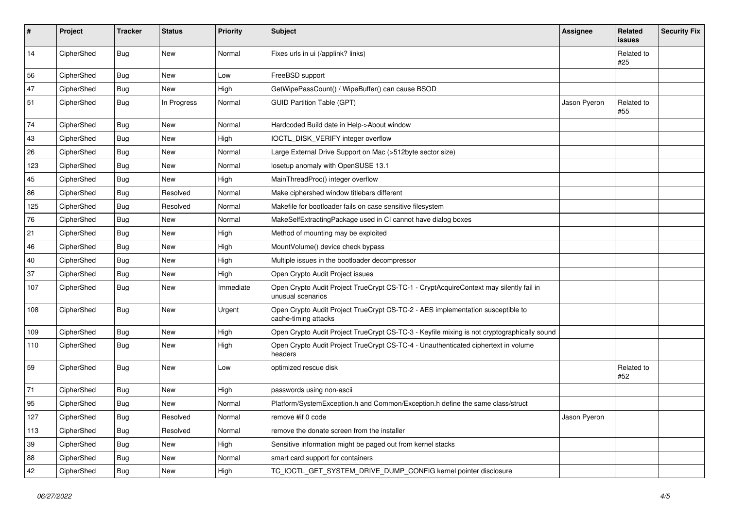| # | Project | Tracker | Status | Priority | Subject | Assignee | Related issues | Security Fix |
|---|---|---|---|---|---|---|---|---|
| 14 | CipherShed | Bug | New | Normal | Fixes urls in ui (/applink? links) | | Related to #25 | |
| 56 | CipherShed | Bug | New | Low | FreeBSD support | | | |
| 47 | CipherShed | Bug | New | High | GetWipePassCount() / WipeBuffer() can cause BSOD | | | |
| 51 | CipherShed | Bug | In Progress | Normal | GUID Partition Table (GPT) | Jason Pyeron | Related to #55 | |
| 74 | CipherShed | Bug | New | Normal | Hardcoded Build date in Help->About window | | | |
| 43 | CipherShed | Bug | New | High | IOCTL_DISK_VERIFY integer overflow | | | |
| 26 | CipherShed | Bug | New | Normal | Large External Drive Support on Mac (>512byte sector size) | | | |
| 123 | CipherShed | Bug | New | Normal | losetup anomaly with OpenSUSE 13.1 | | | |
| 45 | CipherShed | Bug | New | High | MainThreadProc() integer overflow | | | |
| 86 | CipherShed | Bug | Resolved | Normal | Make ciphershed window titlebars different | | | |
| 125 | CipherShed | Bug | Resolved | Normal | Makefile for bootloader fails on case sensitive filesystem | | | |
| 76 | CipherShed | Bug | New | Normal | MakeSelfExtractingPackage used in CI cannot have dialog boxes | | | |
| 21 | CipherShed | Bug | New | High | Method of mounting may be exploited | | | |
| 46 | CipherShed | Bug | New | High | MountVolume() device check bypass | | | |
| 40 | CipherShed | Bug | New | High | Multiple issues in the bootloader decompressor | | | |
| 37 | CipherShed | Bug | New | High | Open Crypto Audit Project issues | | | |
| 107 | CipherShed | Bug | New | Immediate | Open Crypto Audit Project TrueCrypt CS-TC-1 - CryptAcquireContext may silently fail in unusual scenarios | | | |
| 108 | CipherShed | Bug | New | Urgent | Open Crypto Audit Project TrueCrypt CS-TC-2 - AES implementation susceptible to cache-timing attacks | | | |
| 109 | CipherShed | Bug | New | High | Open Crypto Audit Project TrueCrypt CS-TC-3 - Keyfile mixing is not cryptographically sound | | | |
| 110 | CipherShed | Bug | New | High | Open Crypto Audit Project TrueCrypt CS-TC-4 - Unauthenticated ciphertext in volume headers | | | |
| 59 | CipherShed | Bug | New | Low | optimized rescue disk | | Related to #52 | |
| 71 | CipherShed | Bug | New | High | passwords using non-ascii | | | |
| 95 | CipherShed | Bug | New | Normal | Platform/SystemException.h and Common/Exception.h define the same class/struct | | | |
| 127 | CipherShed | Bug | Resolved | Normal | remove #if 0 code | Jason Pyeron | | |
| 113 | CipherShed | Bug | Resolved | Normal | remove the donate screen from the installer | | | |
| 39 | CipherShed | Bug | New | High | Sensitive information might be paged out from kernel stacks | | | |
| 88 | CipherShed | Bug | New | Normal | smart card support for containers | | | |
| 42 | CipherShed | Bug | New | High | TC_IOCTL_GET_SYSTEM_DRIVE_DUMP_CONFIG kernel pointer disclosure | | | |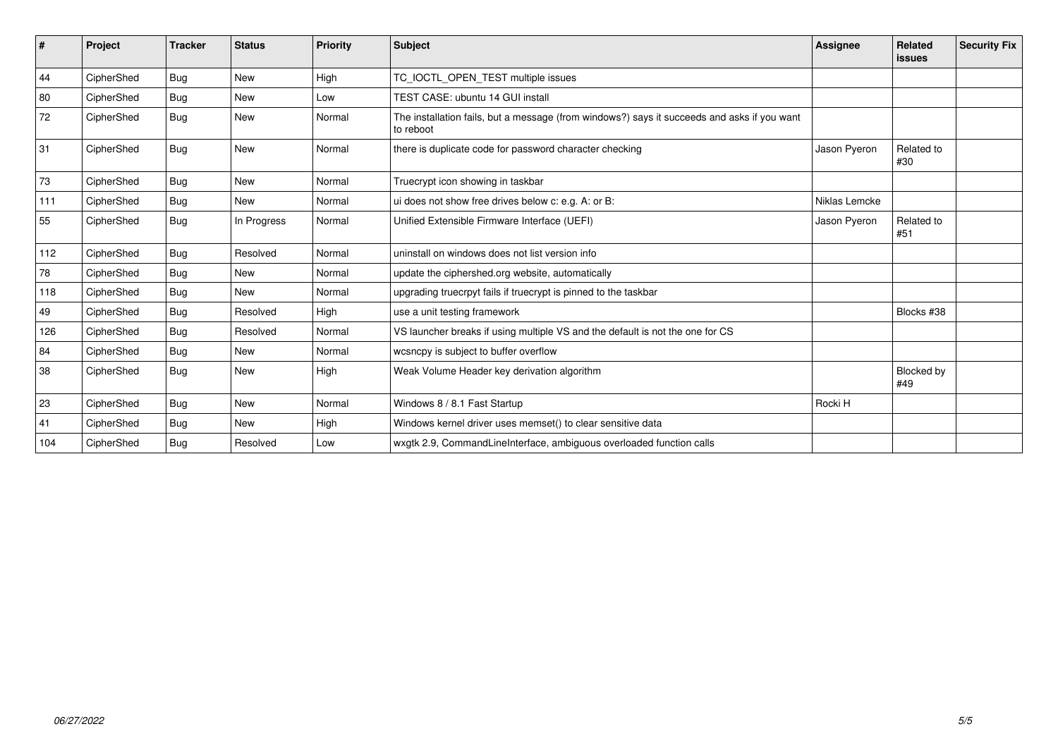| # | Project | Tracker | Status | Priority | Subject | Assignee | Related issues | Security Fix |
|---|---|---|---|---|---|---|---|---|
| 44 | CipherShed | Bug | New | High | TC_IOCTL_OPEN_TEST multiple issues | | | |
| 80 | CipherShed | Bug | New | Low | TEST CASE: ubuntu 14 GUI install | | | |
| 72 | CipherShed | Bug | New | Normal | The installation fails, but a message (from windows?) says it succeeds and asks if you want to reboot | | | |
| 31 | CipherShed | Bug | New | Normal | there is duplicate code for password character checking | Jason Pyeron | Related to #30 | |
| 73 | CipherShed | Bug | New | Normal | Truecrypt icon showing in taskbar | | | |
| 111 | CipherShed | Bug | New | Normal | ui does not show free drives below c: e.g. A: or B: | Niklas Lemcke | | |
| 55 | CipherShed | Bug | In Progress | Normal | Unified Extensible Firmware Interface (UEFI) | Jason Pyeron | Related to #51 | |
| 112 | CipherShed | Bug | Resolved | Normal | uninstall on windows does not list version info | | | |
| 78 | CipherShed | Bug | New | Normal | update the ciphershed.org website, automatically | | | |
| 118 | CipherShed | Bug | New | Normal | upgrading truecrpyt fails if truecrypt is pinned to the taskbar | | | |
| 49 | CipherShed | Bug | Resolved | High | use a unit testing framework | | Blocks #38 | |
| 126 | CipherShed | Bug | Resolved | Normal | VS launcher breaks if using multiple VS and the default is not the one for CS | | | |
| 84 | CipherShed | Bug | New | Normal | wcsncpy is subject to buffer overflow | | | |
| 38 | CipherShed | Bug | New | High | Weak Volume Header key derivation algorithm | | Blocked by #49 | |
| 23 | CipherShed | Bug | New | Normal | Windows 8 / 8.1 Fast Startup | Rocki H | | |
| 41 | CipherShed | Bug | New | High | Windows kernel driver uses memset() to clear sensitive data | | | |
| 104 | CipherShed | Bug | Resolved | Low | wxgtk 2.9, CommandLineInterface, ambiguous overloaded function calls | | | |